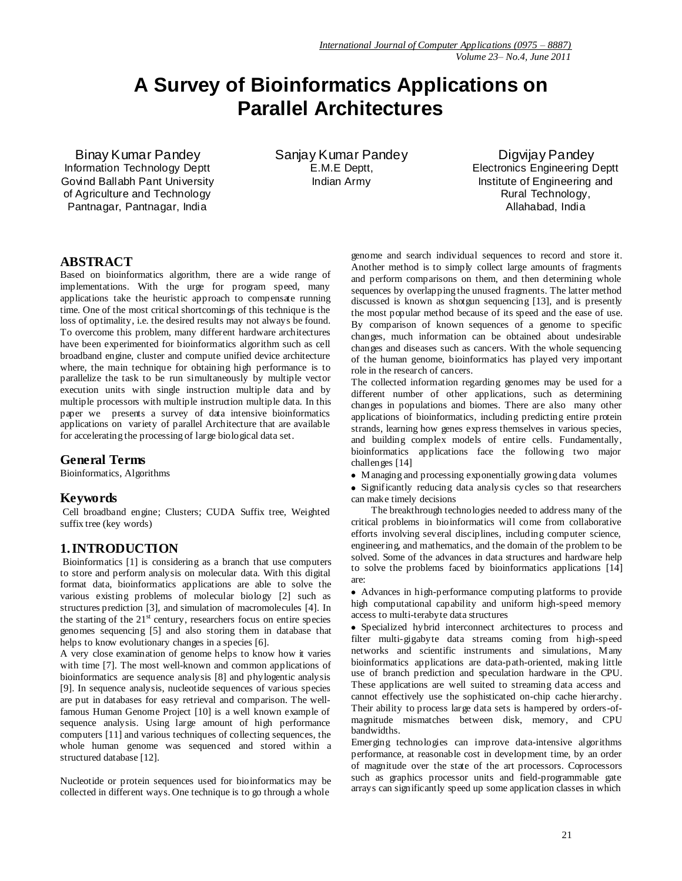# A Survey of Bioinformatics Applications on Parallel Architectures

Binay Kumar Pandey
Information Technology Deptt
Govind Ballabh Pant University of Agriculture and Technology
Pantnagar, Pantnagar, India

Sanjay Kumar Pandey
E.M.E Deptt,
Indian Army

Digvijay Pandey
Electronics Engineering Deptt
Institute of Engineering and Rural Technology,
Allahabad, India

## ABSTRACT

Based on bioinformatics algorithm, there are a wide range of implementations. With the urge for program speed, many applications take the heuristic approach to compensate running time. One of the most critical shortcomings of this technique is the loss of optimality, i.e. the desired results may not always be found. To overcome this problem, many different hardware architectures have been experimented for bioinformatics algorithm such as cell broadband engine, cluster and compute unified device architecture where, the main technique for obtaining high performance is to parallelize the task to be run simultaneously by multiple vector execution units with single instruction multiple data and by multiple processors with multiple instruction multiple data. In this paper we presents a survey of data intensive bioinformatics applications on variety of parallel Architecture that are available for accelerating the processing of large biological data set.

## General Terms

Bioinformatics, Algorithms

## Keywords

Cell broadband engine; Clusters; CUDA Suffix tree, Weighted suffix tree (key words)

## 1. INTRODUCTION

Bioinformatics [1] is considering as a branch that use computers to store and perform analysis on molecular data. With this digital format data, bioinformatics applications are able to solve the various existing problems of molecular biology [2] such as structures prediction [3], and simulation of macromolecules [4]. In the starting of the 21st century, researchers focus on entire species genomes sequencing [5] and also storing them in database that helps to know evolutionary changes in a species [6].

A very close examination of genome helps to know how it varies with time [7]. The most well-known and common applications of bioinformatics are sequence analysis [8] and phylogentic analysis [9]. In sequence analysis, nucleotide sequences of various species are put in databases for easy retrieval and comparison. The well-famous Human Genome Project [10] is a well known example of sequence analysis. Using large amount of high performance computers [11] and various techniques of collecting sequences, the whole human genome was sequenced and stored within a structured database [12].

Nucleotide or protein sequences used for bioinformatics may be collected in different ways. One technique is to go through a whole genome and search individual sequences to record and store it. Another method is to simply collect large amounts of fragments and perform comparisons on them, and then determining whole sequences by overlapping the unused fragments. The latter method discussed is known as shotgun sequencing [13], and is presently the most popular method because of its speed and the ease of use. By comparison of known sequences of a genome to specific changes, much information can be obtained about undesirable changes and diseases such as cancers. With the whole sequencing of the human genome, bioinformatics has played very important role in the research of cancers.

The collected information regarding genomes may be used for a different number of other applications, such as determining changes in populations and biomes. There are also many other applications of bioinformatics, including predicting entire protein strands, learning how genes express themselves in various species, and building complex models of entire cells. Fundamentally, bioinformatics applications face the following two major challenges [14]

- Managing and processing exponentially growing data volumes
- Significantly reducing data analysis cycles so that researchers can make timely decisions

The breakthrough technologies needed to address many of the critical problems in bioinformatics will come from collaborative efforts involving several disciplines, including computer science, engineering, and mathematics, and the domain of the problem to be solved. Some of the advances in data structures and hardware help to solve the problems faced by bioinformatics applications [14] are:

- Advances in high-performance computing platforms to provide high computational capability and uniform high-speed memory access to multi-terabyte data structures
- Specialized hybrid interconnect architectures to process and filter multi-gigabyte data streams coming from high-speed networks and scientific instruments and simulations, Many bioinformatics applications are data-path-oriented, making little use of branch prediction and speculation hardware in the CPU. These applications are well suited to streaming data access and cannot effectively use the sophisticated on-chip cache hierarchy. Their ability to process large data sets is hampered by orders-of-magnitude mismatches between disk, memory, and CPU bandwidths.

Emerging technologies can improve data-intensive algorithms performance, at reasonable cost in development time, by an order of magnitude over the state of the art processors. Coprocessors such as graphics processor units and field-programmable gate arrays can significantly speed up some application classes in which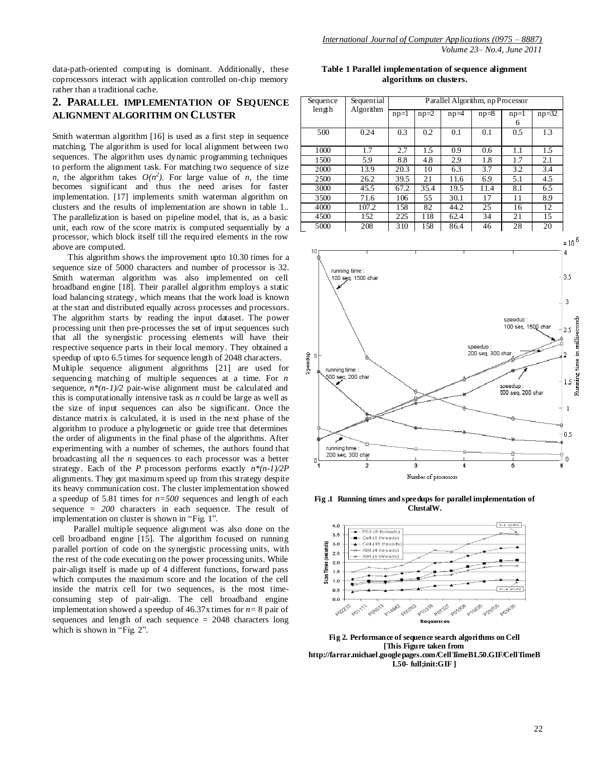data-path-oriented computing is dominant. Additionally, these coprocessors interact with application controlled on-chip memory rather than a traditional cache.

## 2. PARALLEL IMPLEMENTATION OF SEQUENCE ALIGNMENT ALGORITHM ON CLUSTER

Smith waterman algorithm [16] is used as a first step in sequence matching. The algorithm is used for local alignment between two sequences. The algorithm uses dynamic programming techniques to perform the alignment task. For matching two sequence of size *n*, the algorithm takes $O(n^2)$. For large value of *n*, the time becomes significant and thus the need arises for faster implementation. [17] implements smith waterman algorithm on clusters and the results of implementation are shown in table 1.. The parallelization is based on pipeline model, that is, as a basic unit, each row of the score matrix is computed sequentially by a processor, which block itself till the required elements in the row above are computed.

This algorithm shows the improvement upto 10.30 times for a sequence size of 5000 characters and number of processor is 32. Smith waterman algorithm was also implemented on cell broadband engine [18]. Their parallel algorithm employs a static load balancing strategy, which means that the work load is known at the start and distributed equally across processes and processors. The algorithm starts by reading the input dataset. The power processing unit then pre-processes the set of input sequences such that all the synergistic processing elements will have their respective sequence parts in their local memory. They obtained a speedup of upto 6.5 times for sequence length of 2048 characters.

Multiple sequence alignment algorithms [21] are used for sequencing matching of multiple sequences at a time. For *n* sequence, $n*(n-1)/2$ pair-wise alignment must be calculated and this is computationally intensive task as *n* could be large as well as the size of input sequences can also be significant. Once the distance matrix is calculated, it is used in the next phase of the algorithm to produce a phylogenetic or guide tree that determines the order of alignments in the final phase of the algorithms. After experimenting with a number of schemes, the authors found that broadcasting all the *n* sequences to each processor was a better strategy. Each of the *P* processors performs exactly $n*(n-1)/2P$ alignments. They got maximum speed up from this strategy despite its heavy communication cost. The cluster implementation showed a speedup of 5.81 times for $n=500$ sequences and length of each sequence = *200* characters in each sequence. The result of implementation on cluster is shown in "Fig. 1".

Parallel multiple sequence alignment was also done on the cell broadband engine [15]. The algorithm focused on running parallel portion of code on the synergistic processing units, with the rest of the code executing on the power processing units. While pair-align itself is made up of 4 different functions, forward pass which computes the maximum score and the location of the cell inside the matrix cell for two sequences, is the most time-consuming step of pair-align. The cell broadband engine implementation showed a speedup of 46.37x times for $n=8$ pair of sequences and length of each sequence = 2048 characters long which is shown in "Fig. 2".

**Table 1 Parallel implementation of sequence alignment algorithms on clusters.**

| Sequence length | Sequential Algorithm | Parallel Algorithm, np Processor | | | | | |
|---|---|---|---|---|---|---|---|
| | | np=1 | np=2 | np=4 | np=8 | np=16 | np=32 |
| 500 | 0.24 | 0.3 | 0.2 | 0.1 | 0.1 | 0.5 | 1.3 |
| 1000 | 1.7 | 2.7 | 1.5 | 0.9 | 0.6 | 1.1 | 1.5 |
| 1500 | 5.9 | 8.8 | 4.8 | 2.9 | 1.8 | 1.7 | 2.1 |
| 2000 | 13.9 | 20.3 | 10 | 6.3 | 3.7 | 3.2 | 3.4 |
| 2500 | 26.2 | 39.5 | 21 | 11.6 | 6.9 | 5.1 | 4.5 |
| 3000 | 45.5 | 67.2 | 35.4 | 19.5 | 11.4 | 8.1 | 6.5 |
| 3500 | 71.6 | 106 | 55 | 30.1 | 17 | 11 | 8.9 |
| 4000 | 107.2 | 158 | 82 | 44.2 | 25 | 16 | 12 |
| 4500 | 152 | 225 | 118 | 62.4 | 34 | 21 | 15 |
| 5000 | 208 | 310 | 158 | 86.4 | 46 | 28 | 20 |

**Fig .1 Running times and speedups for parallel implementation of ClustalW.**

**Fig 2. Performance of sequence search algorithms on Cell [This Figure taken from http://farrar.michael.googlepages.com/CellTimeBL50.GIF/CellTimeBL50- full;init:GIF ]**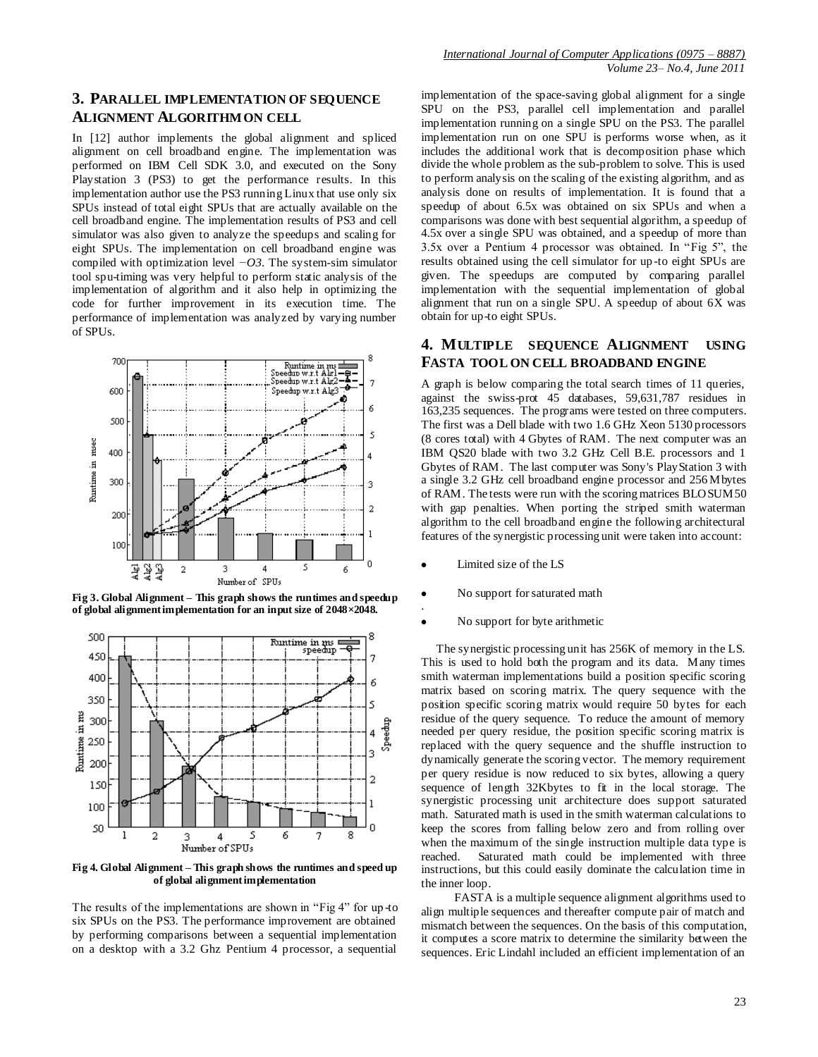## 3. PARALLEL IMPLEMENTATION OF SEQUENCE ALIGNMENT ALGORITHM ON CELL

In [12] author implements the global alignment and spliced alignment on cell broadband engine. The implementation was performed on IBM Cell SDK 3.0, and executed on the Sony Playstation 3 (PS3) to get the performance results. In this implementation author use the PS3 running Linux that use only six SPUs instead of total eight SPUs that are actually available on the cell broadband engine. The implementation results of PS3 and cell simulator was also given to analyze the speedups and scaling for eight SPUs. The implementation on cell broadband engine was compiled with optimization level *−O3*. The system-sim simulator tool spu-timing was very helpful to perform static analysis of the implementation of algorithm and it also help in optimizing the code for further improvement in its execution time. The performance of implementation was analyzed by varying number of SPUs.

**Fig 3. Global Alignment – This graph shows the runtimes and speedup of global alignment implementation for an input size of 2048×2048.**

**Fig 4. Global Alignment – This graph shows the runtimes and speed up of global alignment implementation**

The results of the implementations are shown in "Fig 4" for up-to six SPUs on the PS3. The performance improvement are obtained by performing comparisons between a sequential implementation on a desktop with a 3.2 Ghz Pentium 4 processor, a sequential implementation of the space-saving global alignment for a single SPU on the PS3, parallel cell implementation and parallel implementation running on a single SPU on the PS3. The parallel implementation run on one SPU is performs worse when, as it includes the additional work that is decomposition phase which divide the whole problem as the sub-problem to solve. This is used to perform analysis on the scaling of the existing algorithm, and as analysis done on results of implementation. It is found that a speedup of about 6.5x was obtained on six SPUs and when a comparisons was done with best sequential algorithm, a speedup of 4.5x over a single SPU was obtained, and a speedup of more than 3.5x over a Pentium 4 processor was obtained. In "Fig 5", the results obtained using the cell simulator for up-to eight SPUs are given. The speedups are computed by comparing parallel implementation with the sequential implementation of global alignment that run on a single SPU. A speedup of about 6X was obtain for up-to eight SPUs.

## 4. MULTIPLE SEQUENCE ALIGNMENT USING FASTA TOOL ON CELL BROADBAND ENGINE

A graph is below comparing the total search times of 11 queries, against the swiss-prot 45 databases, 59,631,787 residues in 163,235 sequences. The programs were tested on three computers. The first was a Dell blade with two 1.6 GHz Xeon 5130 processors (8 cores total) with 4 Gbytes of RAM. The next computer was an IBM QS20 blade with two 3.2 GHz Cell B.E. processors and 1 Gbytes of RAM. The last computer was Sony's PlayStation 3 with a single 3.2 GHz cell broadband engine processor and 256 Mbytes of RAM. The tests were run with the scoring matrices BLOSUM50 with gap penalties. When porting the striped smith waterman algorithm to the cell broadband engine the following architectural features of the synergistic processing unit were taken into account:

- Limited size of the LS
- No support for saturated math
- No support for byte arithmetic

The synergistic processing unit has 256K of memory in the LS. This is used to hold both the program and its data. Many times smith waterman implementations build a position specific scoring matrix based on scoring matrix. The query sequence with the position specific scoring matrix would require 50 bytes for each residue of the query sequence. To reduce the amount of memory needed per query residue, the position specific scoring matrix is replaced with the query sequence and the shuffle instruction to dynamically generate the scoring vector. The memory requirement per query residue is now reduced to six bytes, allowing a query sequence of length 32Kbytes to fit in the local storage. The synergistic processing unit architecture does support saturated math. Saturated math is used in the smith waterman calculations to keep the scores from falling below zero and from rolling over when the maximum of the single instruction multiple data type is reached. Saturated math could be implemented with three instructions, but this could easily dominate the calculation time in the inner loop.

FASTA is a multiple sequence alignment algorithms used to align multiple sequences and thereafter compute pair of match and mismatch between the sequences. On the basis of this computation, it computes a score matrix to determine the similarity between the sequences. Eric Lindahl included an efficient implementation of an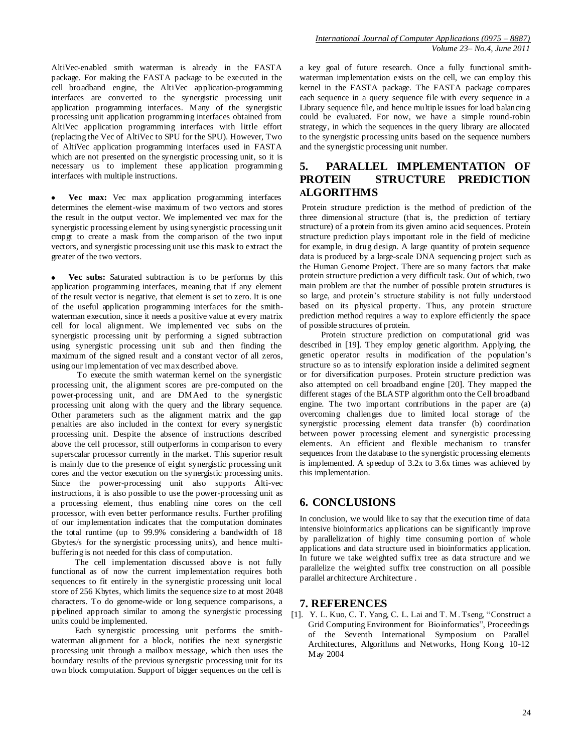AltiVec-enabled smith waterman is already in the FASTA package. For making the FASTA package to be executed in the cell broadband engine, the AltiVec application-programming interfaces are converted to the synergistic processing unit application programming interfaces. Many of the synergistic processing unit application programming interfaces obtained from AltiVec application programming interfaces with little effort (replacing the Vec of AltiVec to SPU for the SPU). However, Two of AltiVec application programming interfaces used in FASTA which are not presented on the synergistic processing unit, so it is necessary us to implement these application programming interfaces with multiple instructions.

- **Vec max:** Vec max application programming interfaces determines the element-wise maximum of two vectors and stores the result in the output vector. We implemented vec max for the synergistic processing element by using synergistic processing unit cmpgt to create a mask from the comparison of the two input vectors, and synergistic processing unit use this mask to extract the greater of the two vectors.

- **Vec subs:** Saturated subtraction is to be performs by this application programming interfaces, meaning that if any element of the result vector is negative, that element is set to zero. It is one of the useful application programming interfaces for the smith-waterman execution, since it needs a positive value at every matrix cell for local alignment. We implemented vec subs on the synergistic processing unit by performing a signed subtraction using synergistic processing unit sub and then finding the maximum of the signed result and a constant vector of all zeros, using our implementation of vec max described above.

To execute the smith waterman kernel on the synergistic processing unit, the alignment scores are pre-computed on the power-processing unit, and are DMAed to the synergistic processing unit along with the query and the library sequence. Other parameters such as the alignment matrix and the gap penalties are also included in the context for every synergistic processing unit. Despite the absence of instructions described above the cell processor, still outperforms in comparison to every superscalar processor currently in the market. This superior result is mainly due to the presence of eight synergistic processing unit cores and the vector execution on the synergistic processing units. Since the power-processing unit also supports Alti-vec instructions, it is also possible to use the power-processing unit as a processing element, thus enabling nine cores on the cell processor, with even better performance results. Further profiling of our implementation indicates that the computation dominates the total runtime (up to 99.9% considering a bandwidth of 18 Gbytes/s for the synergistic processing units), and hence multi-buffering is not needed for this class of computation.

The cell implementation discussed above is not fully functional as of now the current implementation requires both sequences to fit entirely in the synergistic processing unit local store of 256 Kbytes, which limits the sequence size to at most 2048 characters. To do genome-wide or long sequence comparisons, a pipelined approach similar to among the synergistic processing units could be implemented.

Each synergistic processing unit performs the smith-waterman alignment for a block, notifies the next synergistic processing unit through a mailbox message, which then uses the boundary results of the previous synergistic processing unit for its own block computation. Support of bigger sequences on the cell is a key goal of future research. Once a fully functional smith-waterman implementation exists on the cell, we can employ this kernel in the FASTA package. The FASTA package compares each sequence in a query sequence file with every sequence in a Library sequence file, and hence multiple issues for load balancing could be evaluated. For now, we have a simple round-robin strategy, in which the sequences in the query library are allocated to the synergistic processing units based on the sequence numbers and the synergistic processing unit number.

## 5. PARALLEL IMPLEMENTATION OF PROTEIN STRUCTURE PREDICTION ALGORITHMS

Protein structure prediction is the method of prediction of the three dimensional structure (that is, the prediction of tertiary structure) of a protein from its given amino acid sequences. Protein structure prediction plays important role in the field of medicine for example, in drug design. A large quantity of protein sequence data is produced by a large-scale DNA sequencing project such as the Human Genome Project. There are so many factors that make protein structure prediction a very difficult task. Out of which, two main problem are that the number of possible protein structures is so large, and protein's structure stability is not fully understood based on its physical property. Thus, any protein structure prediction method requires a way to explore efficiently the space of possible structures of protein.

Protein structure prediction on computational grid was described in [19]. They employ genetic algorithm. Applying, the genetic operator results in modification of the population's structure so as to intensify exploration inside a delimited segment or for diversification purposes. Protein structure prediction was also attempted on cell broadband engine [20]. They mapped the different stages of the BLASTP algorithm onto the Cell broadband engine. The two important contributions in the paper are (a) overcoming challenges due to limited local storage of the synergistic processing element data transfer (b) coordination between power processing element and synergistic processing elements. An efficient and flexible mechanism to transfer sequences from the database to the synergistic processing elements is implemented. A speedup of 3.2x to 3.6x times was achieved by this implementation.

## 6. CONCLUSIONS

In conclusion, we would like to say that the execution time of data intensive bioinformatics applications can be significantly improve by parallelization of highly time consuming portion of whole applications and data structure used in bioinformatics application. In future we take weighted suffix tree as data structure and we parallelize the weighted suffix tree construction on all possible parallel architecture Architecture .

## 7. REFERENCES

[1]. Y. L. Kuo, C. T. Yang, C. L. Lai and T. M. Tseng, "Construct a Grid Computing Environment for Bioinformatics", Proceedings of the Seventh International Symposium on Parallel Architectures, Algorithms and Networks, Hong Kong, 10-12 May 2004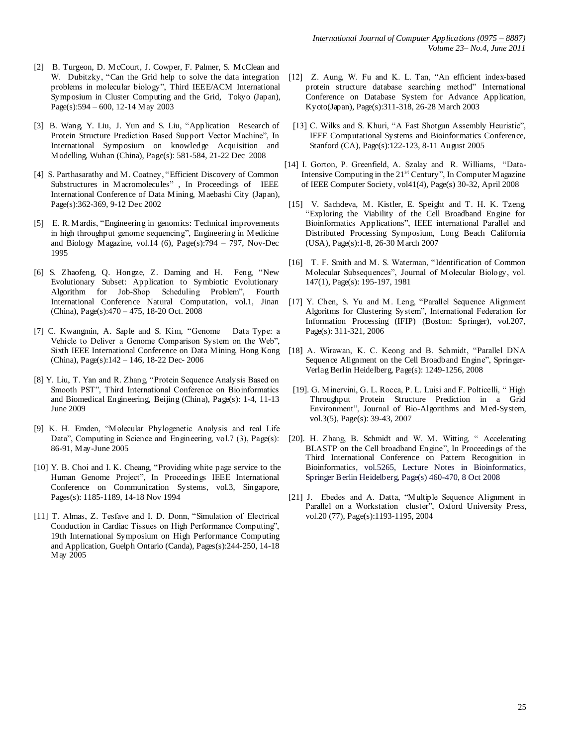[2] B. Turgeon, D. McCourt, J. Cowper, F. Palmer, S. McClean and W. Dubitzky, "Can the Grid help to solve the data integration problems in molecular biology", Third IEEE/ACM International Symposium in Cluster Computing and the Grid, Tokyo (Japan), Page(s):594 – 600, 12-14 May 2003

[3] B. Wang, Y. Liu, J. Yun and S. Liu, "Application Research of Protein Structure Prediction Based Support Vector Machine", In International Symposium on knowledge Acquisition and Modelling, Wuhan (China), Page(s): 581-584, 21-22 Dec 2008

[4] S. Parthasarathy and M. Coatney, "Efficient Discovery of Common Substructures in Macromolecules" , In Proceedings of IEEE International Conference of Data Mining, Maebashi City (Japan), Page(s):362-369, 9-12 Dec 2002

[5] E. R. Mardis, "Engineering in genomics: Technical improvements in high throughput genome sequencing", Engineering in Medicine and Biology Magazine, vol.14 (6), Page(s):794 – 797, Nov-Dec 1995

[6] S. Zhaofeng, Q. Hongze, Z. Daming and H. Feng, "New Evolutionary Subset: Application to Symbiotic Evolutionary Algorithm for Job-Shop Scheduling Problem", Fourth International Conference Natural Computation, vol.1, Jinan (China), Page(s):470 – 475, 18-20 Oct. 2008

[7] C. Kwangmin, A. Saple and S. Kim, "Genome Data Type: a Vehicle to Deliver a Genome Comparison System on the Web", Sixth IEEE International Conference on Data Mining, Hong Kong (China), Page(s):142 – 146, 18-22 Dec- 2006

[8] Y. Liu, T. Yan and R. Zhang, "Protein Sequence Analysis Based on Smooth PST", Third International Conference on Bioinformatics and Biomedical Engineering, Beijing (China), Page(s): 1-4, 11-13 June 2009

[9] K. H. Emden, "Molecular Phylogenetic Analysis and real Life Data", Computing in Science and Engineering, vol.7 (3), Page(s): 86-91, May-June 2005

[10] Y. B. Choi and I. K. Cheang, "Providing white page service to the Human Genome Project", In Proceedings IEEE International Conference on Communication Systems, vol.3, Singapore, Pages(s): 1185-1189, 14-18 Nov 1994

[11] T. Almas, Z. Tesfave and I. D. Donn, "Simulation of Electrical Conduction in Cardiac Tissues on High Performance Computing", 19th International Symposium on High Performance Computing and Application, Guelph Ontario (Canda), Pages(s):244-250, 14-18 May 2005

[12] Z. Aung, W. Fu and K. L. Tan, "An efficient index-based protein structure database searching method" International Conference on Database System for Advance Application, Kyoto(Japan), Page(s):311-318, 26-28 March 2003

[13] C. Wilks and S. Khuri, "A Fast Shotgun Assembly Heuristic", IEEE Computational Systems and Bioinformatics Conference, Stanford (CA), Page(s):122-123, 8-11 August 2005

[14] I. Gorton, P. Greenfield, A. Szalay and R. Williams, "Data-Intensive Computing in the 21st Century", In Computer Magazine of IEEE Computer Society, vol41(4), Page(s) 30-32, April 2008

[15] V. Sachdeva, M. Kistler, E. Speight and T. H. K. Tzeng, "Exploring the Viability of the Cell Broadband Engine for Bioinformatics Applications", IEEE international Parallel and Distributed Processing Symposium, Long Beach California (USA), Page(s):1-8, 26-30 March 2007

[16] T. F. Smith and M. S. Waterman, "Identification of Common Molecular Subsequences", Journal of Molecular Biology, vol. 147(1), Page(s): 195-197, 1981

[17] Y. Chen, S. Yu and M. Leng, "Parallel Sequence Alignment Algoritms for Clustering System", International Federation for Information Processing (IFIP) (Boston: Springer), vol.207, Page(s): 311-321, 2006

[18] A. Wirawan, K. C. Keong and B. Schmidt, "Parallel DNA Sequence Alignment on the Cell Broadband Engine", Springer-Verlag Berlin Heidelberg, Page(s): 1249-1256, 2008

[19]. G. Minervini, G. L. Rocca, P. L. Luisi and F. Polticelli, " High Throughput Protein Structure Prediction in a Grid Environment", Journal of Bio-Algorithms and Med-System, vol.3(5), Page(s): 39-43, 2007

[20]. H. Zhang, B. Schmidt and W. M. Witting, " Accelerating BLASTP on the Cell broadband Engine", In Proceedings of the Third International Conference on Pattern Recognition in Bioinformatics, vol.5265, Lecture Notes in Bioinformatics, Springer Berlin Heidelberg, Page(s) 460-470, 8 Oct 2008

[21] J. Ebedes and A. Datta, "Multiple Sequence Alignment in Parallel on a Workstation cluster", Oxford University Press, vol.20 (77), Page(s):1193-1195, 2004